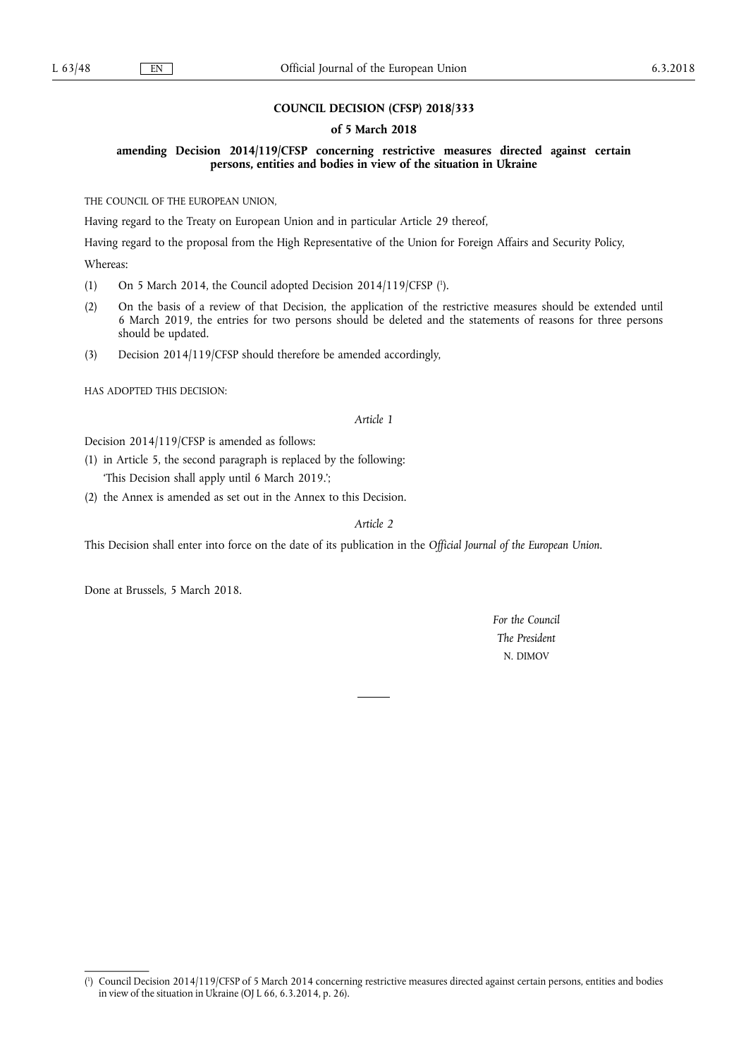# COUNCIL DECISION (CFSP) 2018/333

## of 5 March 2018

## amending Decision 2014/119/CFSP concerning restrictive measures directed against certain persons, entities and bodies in view of the situation in Ukraine

THE COUNCIL OF THE EUROPEAN UNION,

Having regard to the Treaty on European Union and in particular Article 29 thereof,

Having regard to the proposal from the High Representative of the Union for Foreign Affairs and Security Policy,

Whereas:

(1) On 5 March 2014, the Council adopted Decision 2014/119/CFSP [1].

(2) On the basis of a review of that Decision, the application of the restrictive measures should be extended until 6 March 2019, the entries for two persons should be deleted and the statements of reasons for three persons should be updated.

(3) Decision 2014/119/CFSP should therefore be amended accordingly,

HAS ADOPTED THIS DECISION:

*Article 1*

Decision 2014/119/CFSP is amended as follows:

(1) in Article 5, the second paragraph is replaced by the following:

'This Decision shall apply until 6 March 2019.';

(2) the Annex is amended as set out in the Annex to this Decision.

*Article 2*

This Decision shall enter into force on the date of its publication in the *Official Journal of the European Union*.

Done at Brussels, 5 March 2018.

*For the Council*

*The President*

N. DIMOV

---

[1] Council Decision 2014/119/CFSP of 5 March 2014 concerning restrictive measures directed against certain persons, entities and bodies in view of the situation in Ukraine (OJ L 66, 6.3.2014, p. 26).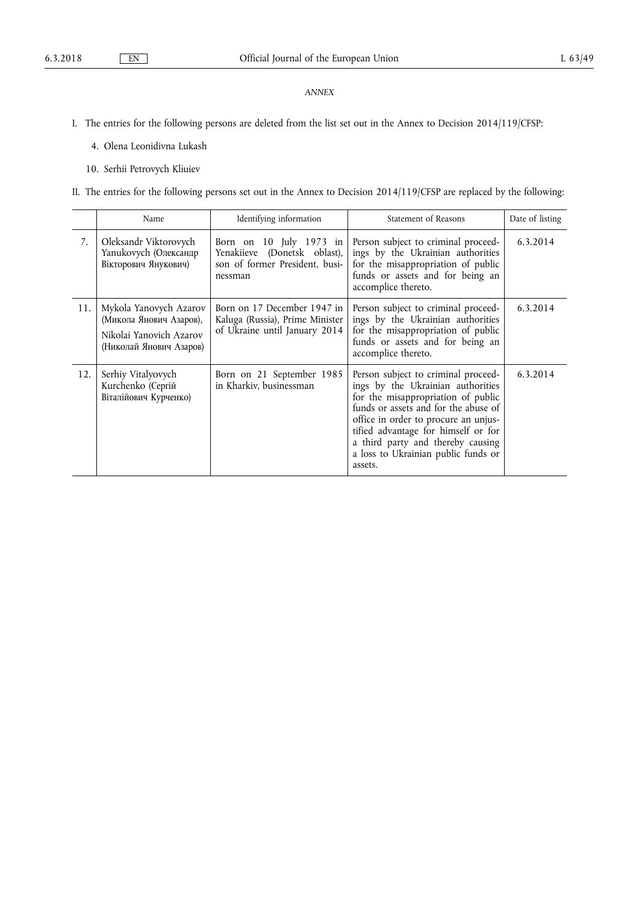*ANNEX*

I. The entries for the following persons are deleted from the list set out in the Annex to Decision 2014/119/CFSP:

4. Olena Leonidivna Lukash

10. Serhii Petrovych Kliuiev

II. The entries for the following persons set out in the Annex to Decision 2014/119/CFSP are replaced by the following:

| | Name | Identifying information | Statement of Reasons | Date of listing |
|---|---|---|---|---|
| 7. | Oleksandr Viktorovych Yanukovych (Олександр Вікторович Янукович) | Born on 10 July 1973 in Yenakiieve (Donetsk oblast), son of former President, businessman | Person subject to criminal proceedings by the Ukrainian authorities for the misappropriation of public funds or assets and for being an accomplice thereto. | 6.3.2014 |
| 11. | Mykola Yanovych Azarov (Микола Янович Азаров), Nikolai Yanovich Azarov (Николай Янович Азаров) | Born on 17 December 1947 in Kaluga (Russia), Prime Minister of Ukraine until January 2014 | Person subject to criminal proceedings by the Ukrainian authorities for the misappropriation of public funds or assets and for being an accomplice thereto. | 6.3.2014 |
| 12. | Serhiy Vitalyovych Kurchenko (Сергій Віталійович Курченко) | Born on 21 September 1985 in Kharkiv, businessman | Person subject to criminal proceedings by the Ukrainian authorities for the misappropriation of public funds or assets and for the abuse of office in order to procure an unjustified advantage for himself or for a third party and thereby causing a loss to Ukrainian public funds or assets. | 6.3.2014 |